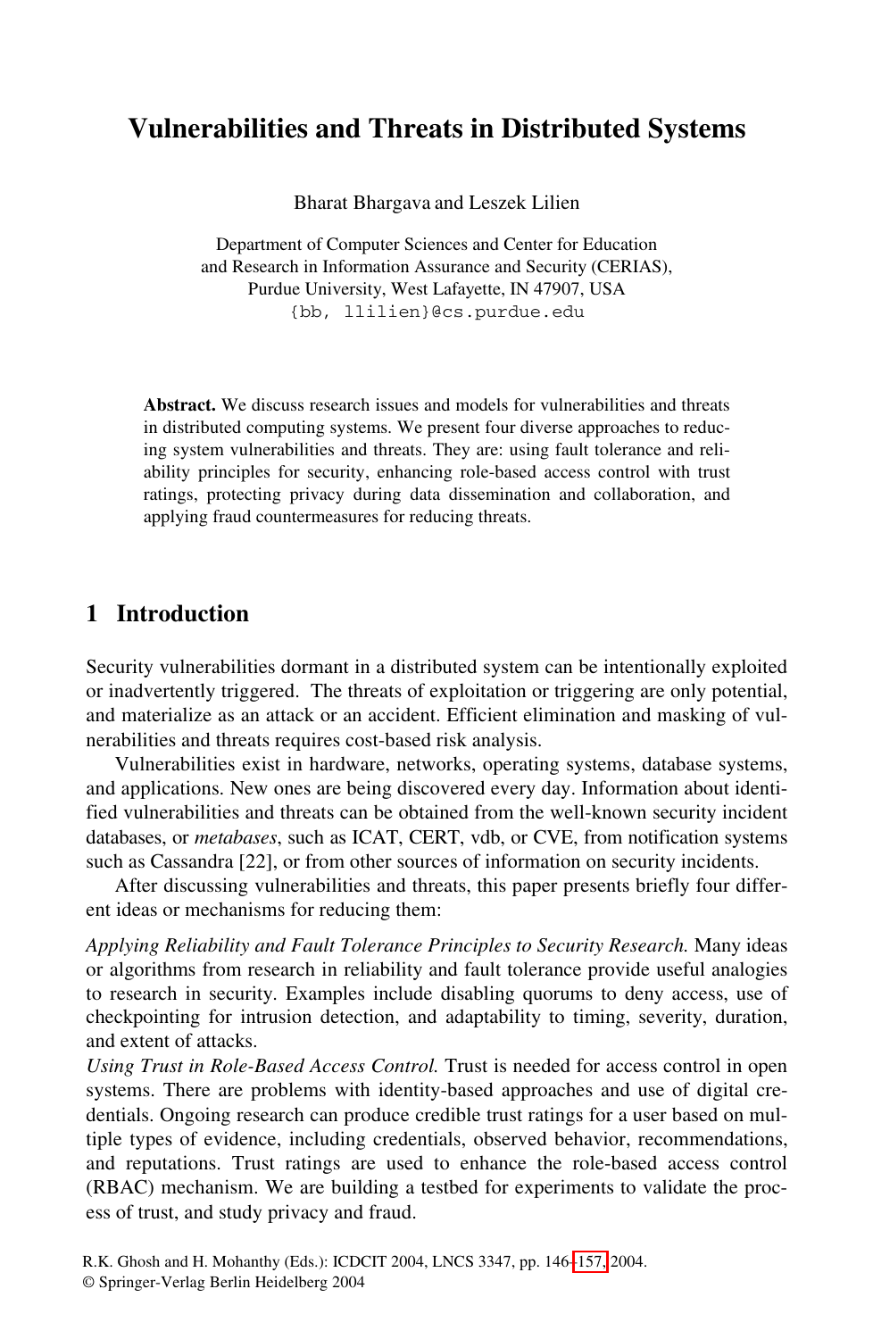# Vulnerabilities and Threats in Distributed Systems

Bharat Bhargava and Leszek Lilien

Department of Computer Sciences and Center for Education and Research in Information Assurance and Security (CERIAS), Purdue University, West Lafayette, IN 47907, USA
{bb, llilien}@cs.purdue.edu

**Abstract.** We discuss research issues and models for vulnerabilities and threats in distributed computing systems. We present four diverse approaches to reducing system vulnerabilities and threats. They are: using fault tolerance and reliability principles for security, enhancing role-based access control with trust ratings, protecting privacy during data dissemination and collaboration, and applying fraud countermeasures for reducing threats.

## 1 Introduction

Security vulnerabilities dormant in a distributed system can be intentionally exploited or inadvertently triggered. The threats of exploitation or triggering are only potential, and materialize as an attack or an accident. Efficient elimination and masking of vulnerabilities and threats requires cost-based risk analysis.

Vulnerabilities exist in hardware, networks, operating systems, database systems, and applications. New ones are being discovered every day. Information about identified vulnerabilities and threats can be obtained from the well-known security incident databases, or *metabases*, such as ICAT, CERT, vdb, or CVE, from notification systems such as Cassandra [22], or from other sources of information on security incidents.

After discussing vulnerabilities and threats, this paper presents briefly four different ideas or mechanisms for reducing them:

*Applying Reliability and Fault Tolerance Principles to Security Research.* Many ideas or algorithms from research in reliability and fault tolerance provide useful analogies to research in security. Examples include disabling quorums to deny access, use of checkpointing for intrusion detection, and adaptability to timing, severity, duration, and extent of attacks.

*Using Trust in Role-Based Access Control.* Trust is needed for access control in open systems. There are problems with identity-based approaches and use of digital credentials. Ongoing research can produce credible trust ratings for a user based on multiple types of evidence, including credentials, observed behavior, recommendations, and reputations. Trust ratings are used to enhance the role-based access control (RBAC) mechanism. We are building a testbed for experiments to validate the process of trust, and study privacy and fraud.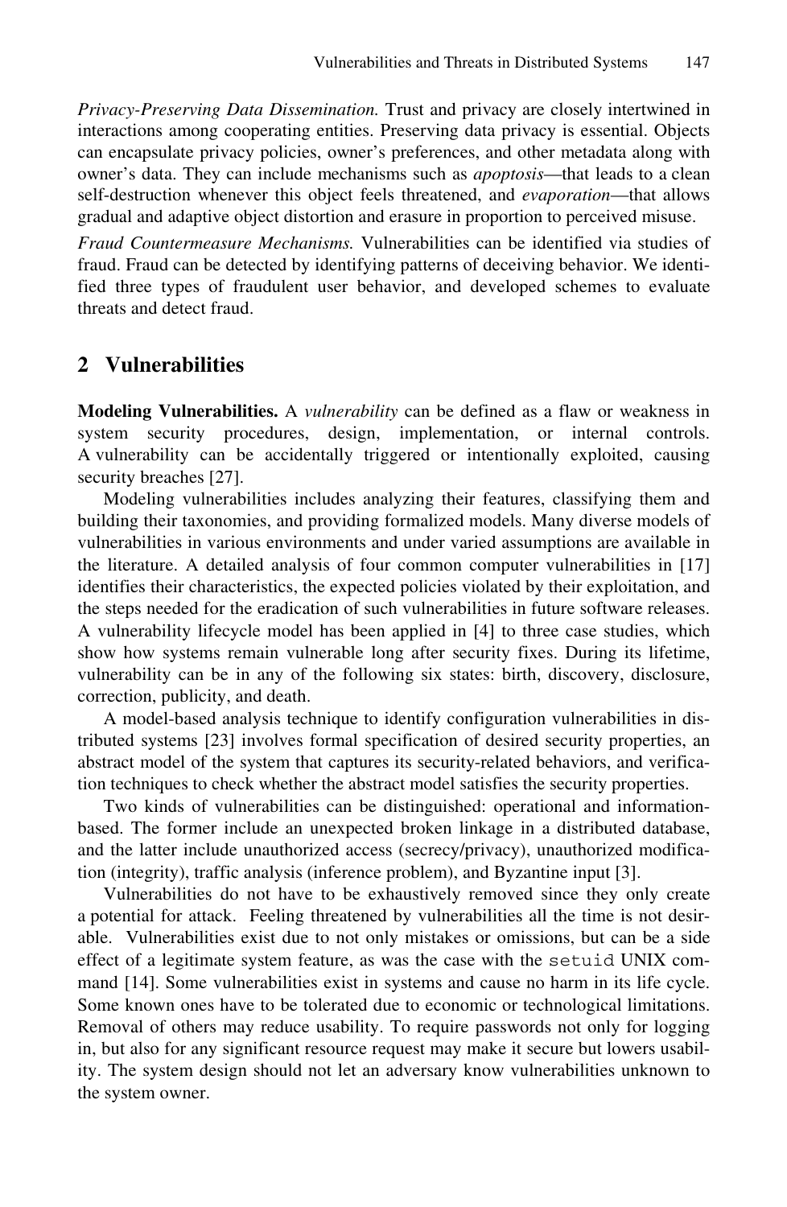*Privacy-Preserving Data Dissemination.* Trust and privacy are closely intertwined in interactions among cooperating entities. Preserving data privacy is essential. Objects can encapsulate privacy policies, owner's preferences, and other metadata along with owner's data. They can include mechanisms such as *apoptosis*—that leads to a clean self-destruction whenever this object feels threatened, and *evaporation*—that allows gradual and adaptive object distortion and erasure in proportion to perceived misuse.

*Fraud Countermeasure Mechanisms.* Vulnerabilities can be identified via studies of fraud. Fraud can be detected by identifying patterns of deceiving behavior. We identified three types of fraudulent user behavior, and developed schemes to evaluate threats and detect fraud.

## 2 Vulnerabilities

**Modeling Vulnerabilities.** A *vulnerability* can be defined as a flaw or weakness in system security procedures, design, implementation, or internal controls. A vulnerability can be accidentally triggered or intentionally exploited, causing security breaches [27].

Modeling vulnerabilities includes analyzing their features, classifying them and building their taxonomies, and providing formalized models. Many diverse models of vulnerabilities in various environments and under varied assumptions are available in the literature. A detailed analysis of four common computer vulnerabilities in [17] identifies their characteristics, the expected policies violated by their exploitation, and the steps needed for the eradication of such vulnerabilities in future software releases. A vulnerability lifecycle model has been applied in [4] to three case studies, which show how systems remain vulnerable long after security fixes. During its lifetime, vulnerability can be in any of the following six states: birth, discovery, disclosure, correction, publicity, and death.

A model-based analysis technique to identify configuration vulnerabilities in distributed systems [23] involves formal specification of desired security properties, an abstract model of the system that captures its security-related behaviors, and verification techniques to check whether the abstract model satisfies the security properties.

Two kinds of vulnerabilities can be distinguished: operational and information-based. The former include an unexpected broken linkage in a distributed database, and the latter include unauthorized access (secrecy/privacy), unauthorized modification (integrity), traffic analysis (inference problem), and Byzantine input [3].

Vulnerabilities do not have to be exhaustively removed since they only create a potential for attack. Feeling threatened by vulnerabilities all the time is not desirable. Vulnerabilities exist due to not only mistakes or omissions, but can be a side effect of a legitimate system feature, as was the case with the `setuid` UNIX command [14]. Some vulnerabilities exist in systems and cause no harm in its life cycle. Some known ones have to be tolerated due to economic or technological limitations. Removal of others may reduce usability. To require passwords not only for logging in, but also for any significant resource request may make it secure but lowers usability. The system design should not let an adversary know vulnerabilities unknown to the system owner.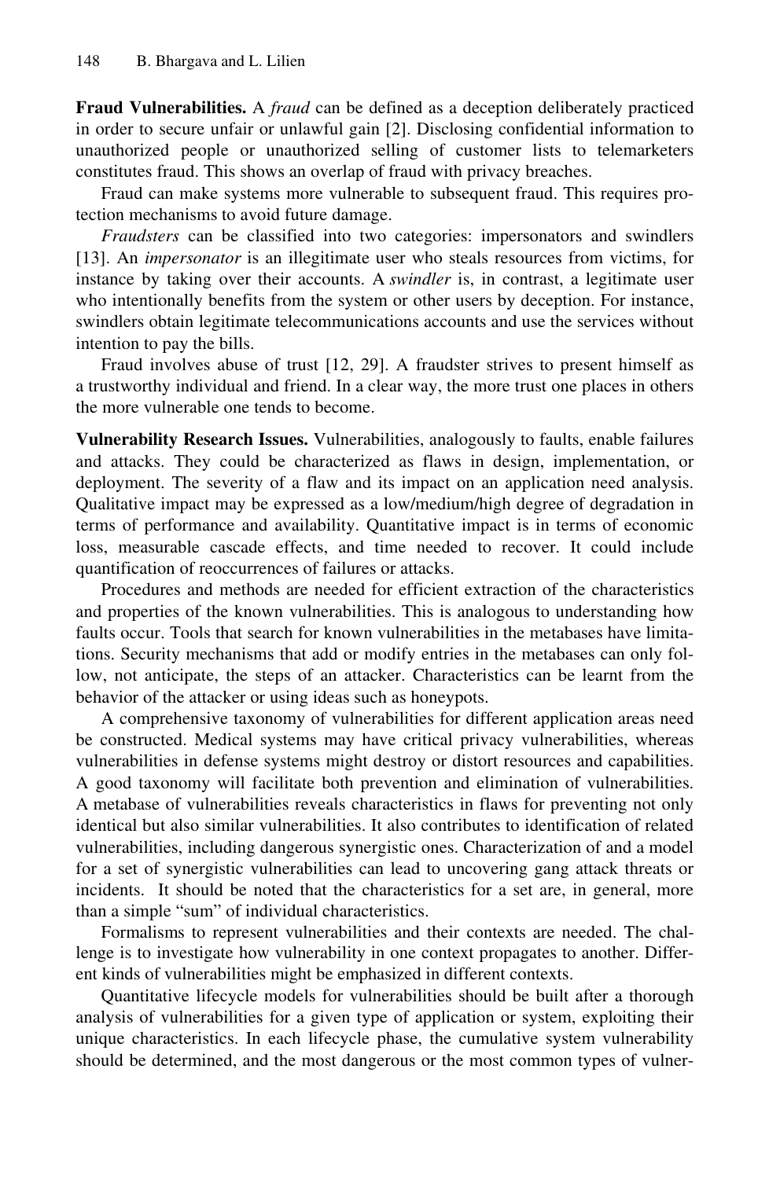**Fraud Vulnerabilities.** A *fraud* can be defined as a deception deliberately practiced in order to secure unfair or unlawful gain [2]. Disclosing confidential information to unauthorized people or unauthorized selling of customer lists to telemarketers constitutes fraud. This shows an overlap of fraud with privacy breaches.

Fraud can make systems more vulnerable to subsequent fraud. This requires protection mechanisms to avoid future damage.

*Fraudsters* can be classified into two categories: impersonators and swindlers [13]. An *impersonator* is an illegitimate user who steals resources from victims, for instance by taking over their accounts. A *swindler* is, in contrast, a legitimate user who intentionally benefits from the system or other users by deception. For instance, swindlers obtain legitimate telecommunications accounts and use the services without intention to pay the bills.

Fraud involves abuse of trust [12, 29]. A fraudster strives to present himself as a trustworthy individual and friend. In a clear way, the more trust one places in others the more vulnerable one tends to become.

**Vulnerability Research Issues.** Vulnerabilities, analogously to faults, enable failures and attacks. They could be characterized as flaws in design, implementation, or deployment. The severity of a flaw and its impact on an application need analysis. Qualitative impact may be expressed as a low/medium/high degree of degradation in terms of performance and availability. Quantitative impact is in terms of economic loss, measurable cascade effects, and time needed to recover. It could include quantification of reoccurrences of failures or attacks.

Procedures and methods are needed for efficient extraction of the characteristics and properties of the known vulnerabilities. This is analogous to understanding how faults occur. Tools that search for known vulnerabilities in the metabases have limitations. Security mechanisms that add or modify entries in the metabases can only follow, not anticipate, the steps of an attacker. Characteristics can be learnt from the behavior of the attacker or using ideas such as honeypots.

A comprehensive taxonomy of vulnerabilities for different application areas need be constructed. Medical systems may have critical privacy vulnerabilities, whereas vulnerabilities in defense systems might destroy or distort resources and capabilities. A good taxonomy will facilitate both prevention and elimination of vulnerabilities. A metabase of vulnerabilities reveals characteristics in flaws for preventing not only identical but also similar vulnerabilities. It also contributes to identification of related vulnerabilities, including dangerous synergistic ones. Characterization of and a model for a set of synergistic vulnerabilities can lead to uncovering gang attack threats or incidents. It should be noted that the characteristics for a set are, in general, more than a simple "sum" of individual characteristics.

Formalisms to represent vulnerabilities and their contexts are needed. The challenge is to investigate how vulnerability in one context propagates to another. Different kinds of vulnerabilities might be emphasized in different contexts.

Quantitative lifecycle models for vulnerabilities should be built after a thorough analysis of vulnerabilities for a given type of application or system, exploiting their unique characteristics. In each lifecycle phase, the cumulative system vulnerability should be determined, and the most dangerous or the most common types of vulner-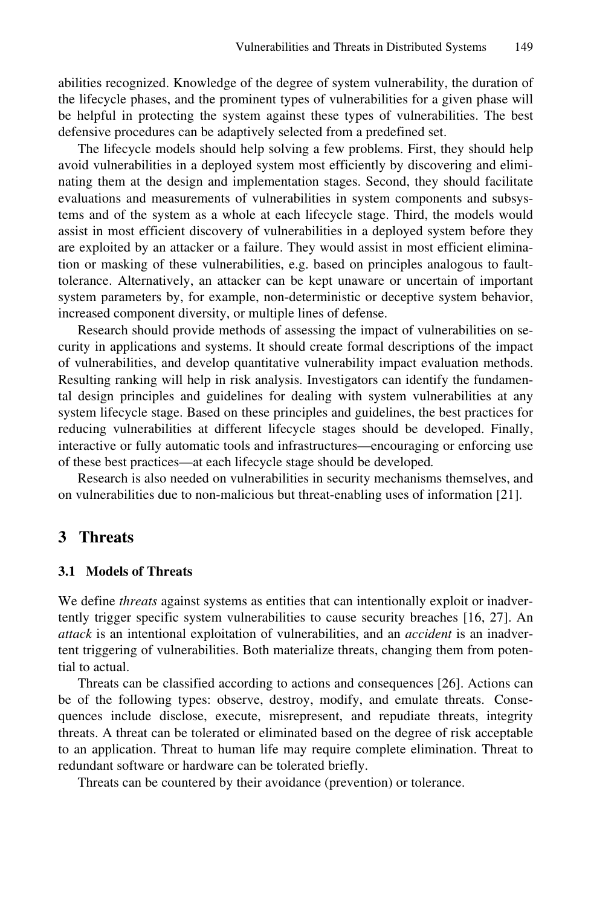abilities recognized. Knowledge of the degree of system vulnerability, the duration of the lifecycle phases, and the prominent types of vulnerabilities for a given phase will be helpful in protecting the system against these types of vulnerabilities. The best defensive procedures can be adaptively selected from a predefined set.

The lifecycle models should help solving a few problems. First, they should help avoid vulnerabilities in a deployed system most efficiently by discovering and eliminating them at the design and implementation stages. Second, they should facilitate evaluations and measurements of vulnerabilities in system components and subsystems and of the system as a whole at each lifecycle stage. Third, the models would assist in most efficient discovery of vulnerabilities in a deployed system before they are exploited by an attacker or a failure. They would assist in most efficient elimination or masking of these vulnerabilities, e.g. based on principles analogous to fault-tolerance. Alternatively, an attacker can be kept unaware or uncertain of important system parameters by, for example, non-deterministic or deceptive system behavior, increased component diversity, or multiple lines of defense.

Research should provide methods of assessing the impact of vulnerabilities on security in applications and systems. It should create formal descriptions of the impact of vulnerabilities, and develop quantitative vulnerability impact evaluation methods. Resulting ranking will help in risk analysis. Investigators can identify the fundamental design principles and guidelines for dealing with system vulnerabilities at any system lifecycle stage. Based on these principles and guidelines, the best practices for reducing vulnerabilities at different lifecycle stages should be developed. Finally, interactive or fully automatic tools and infrastructures—encouraging or enforcing use of these best practices—at each lifecycle stage should be developed.

Research is also needed on vulnerabilities in security mechanisms themselves, and on vulnerabilities due to non-malicious but threat-enabling uses of information [21].

## 3 Threats

### 3.1 Models of Threats

We define *threats* against systems as entities that can intentionally exploit or inadvertently trigger specific system vulnerabilities to cause security breaches [16, 27]. An *attack* is an intentional exploitation of vulnerabilities, and an *accident* is an inadvertent triggering of vulnerabilities. Both materialize threats, changing them from potential to actual.

Threats can be classified according to actions and consequences [26]. Actions can be of the following types: observe, destroy, modify, and emulate threats. Consequences include disclose, execute, misrepresent, and repudiate threats, integrity threats. A threat can be tolerated or eliminated based on the degree of risk acceptable to an application. Threat to human life may require complete elimination. Threat to redundant software or hardware can be tolerated briefly.

Threats can be countered by their avoidance (prevention) or tolerance.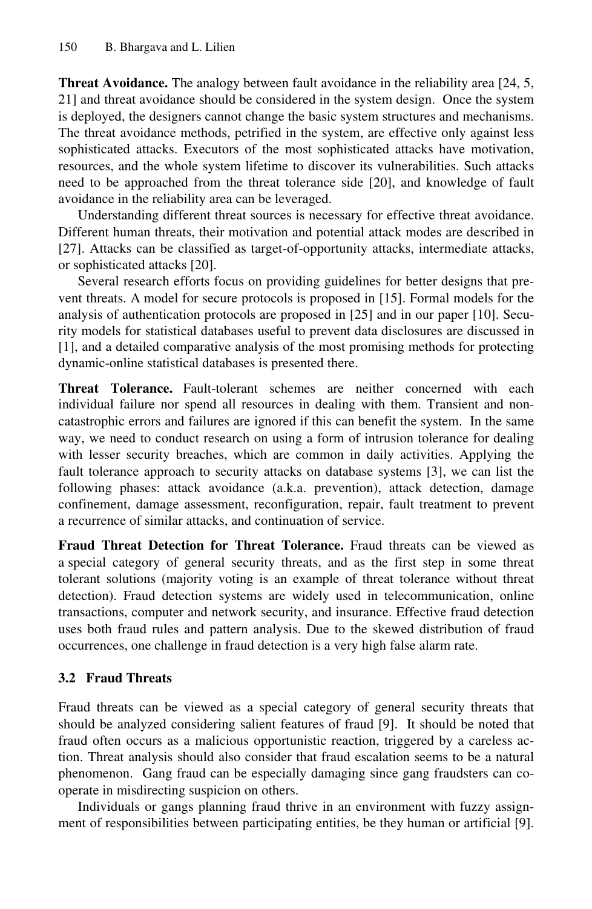**Threat Avoidance.** The analogy between fault avoidance in the reliability area [24, 5, 21] and threat avoidance should be considered in the system design. Once the system is deployed, the designers cannot change the basic system structures and mechanisms. The threat avoidance methods, petrified in the system, are effective only against less sophisticated attacks. Executors of the most sophisticated attacks have motivation, resources, and the whole system lifetime to discover its vulnerabilities. Such attacks need to be approached from the threat tolerance side [20], and knowledge of fault avoidance in the reliability area can be leveraged.

Understanding different threat sources is necessary for effective threat avoidance. Different human threats, their motivation and potential attack modes are described in [27]. Attacks can be classified as target-of-opportunity attacks, intermediate attacks, or sophisticated attacks [20].

Several research efforts focus on providing guidelines for better designs that prevent threats. A model for secure protocols is proposed in [15]. Formal models for the analysis of authentication protocols are proposed in [25] and in our paper [10]. Security models for statistical databases useful to prevent data disclosures are discussed in [1], and a detailed comparative analysis of the most promising methods for protecting dynamic-online statistical databases is presented there.

**Threat Tolerance.** Fault-tolerant schemes are neither concerned with each individual failure nor spend all resources in dealing with them. Transient and non-catastrophic errors and failures are ignored if this can benefit the system. In the same way, we need to conduct research on using a form of intrusion tolerance for dealing with lesser security breaches, which are common in daily activities. Applying the fault tolerance approach to security attacks on database systems [3], we can list the following phases: attack avoidance (a.k.a. prevention), attack detection, damage confinement, damage assessment, reconfiguration, repair, fault treatment to prevent a recurrence of similar attacks, and continuation of service.

**Fraud Threat Detection for Threat Tolerance.** Fraud threats can be viewed as a special category of general security threats, and as the first step in some threat tolerant solutions (majority voting is an example of threat tolerance without threat detection). Fraud detection systems are widely used in telecommunication, online transactions, computer and network security, and insurance. Effective fraud detection uses both fraud rules and pattern analysis. Due to the skewed distribution of fraud occurrences, one challenge in fraud detection is a very high false alarm rate.

### 3.2 Fraud Threats

Fraud threats can be viewed as a special category of general security threats that should be analyzed considering salient features of fraud [9]. It should be noted that fraud often occurs as a malicious opportunistic reaction, triggered by a careless action. Threat analysis should also consider that fraud escalation seems to be a natural phenomenon. Gang fraud can be especially damaging since gang fraudsters can cooperate in misdirecting suspicion on others.

Individuals or gangs planning fraud thrive in an environment with fuzzy assignment of responsibilities between participating entities, be they human or artificial [9].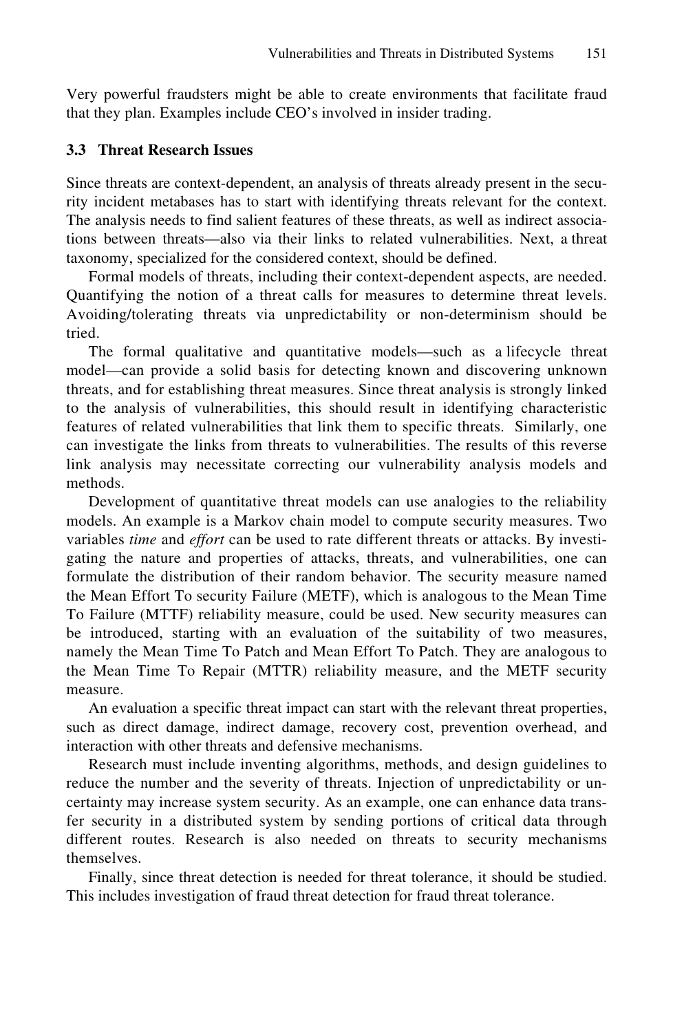Very powerful fraudsters might be able to create environments that facilitate fraud that they plan. Examples include CEO's involved in insider trading.

### 3.3 Threat Research Issues

Since threats are context-dependent, an analysis of threats already present in the security incident metabases has to start with identifying threats relevant for the context. The analysis needs to find salient features of these threats, as well as indirect associations between threats—also via their links to related vulnerabilities. Next, a threat taxonomy, specialized for the considered context, should be defined.

Formal models of threats, including their context-dependent aspects, are needed. Quantifying the notion of a threat calls for measures to determine threat levels. Avoiding/tolerating threats via unpredictability or non-determinism should be tried.

The formal qualitative and quantitative models—such as a lifecycle threat model—can provide a solid basis for detecting known and discovering unknown threats, and for establishing threat measures. Since threat analysis is strongly linked to the analysis of vulnerabilities, this should result in identifying characteristic features of related vulnerabilities that link them to specific threats. Similarly, one can investigate the links from threats to vulnerabilities. The results of this reverse link analysis may necessitate correcting our vulnerability analysis models and methods.

Development of quantitative threat models can use analogies to the reliability models. An example is a Markov chain model to compute security measures. Two variables *time* and *effort* can be used to rate different threats or attacks. By investigating the nature and properties of attacks, threats, and vulnerabilities, one can formulate the distribution of their random behavior. The security measure named the Mean Effort To security Failure (METF), which is analogous to the Mean Time To Failure (MTTF) reliability measure, could be used. New security measures can be introduced, starting with an evaluation of the suitability of two measures, namely the Mean Time To Patch and Mean Effort To Patch. They are analogous to the Mean Time To Repair (MTTR) reliability measure, and the METF security measure.

An evaluation a specific threat impact can start with the relevant threat properties, such as direct damage, indirect damage, recovery cost, prevention overhead, and interaction with other threats and defensive mechanisms.

Research must include inventing algorithms, methods, and design guidelines to reduce the number and the severity of threats. Injection of unpredictability or uncertainty may increase system security. As an example, one can enhance data transfer security in a distributed system by sending portions of critical data through different routes. Research is also needed on threats to security mechanisms themselves.

Finally, since threat detection is needed for threat tolerance, it should be studied. This includes investigation of fraud threat detection for fraud threat tolerance.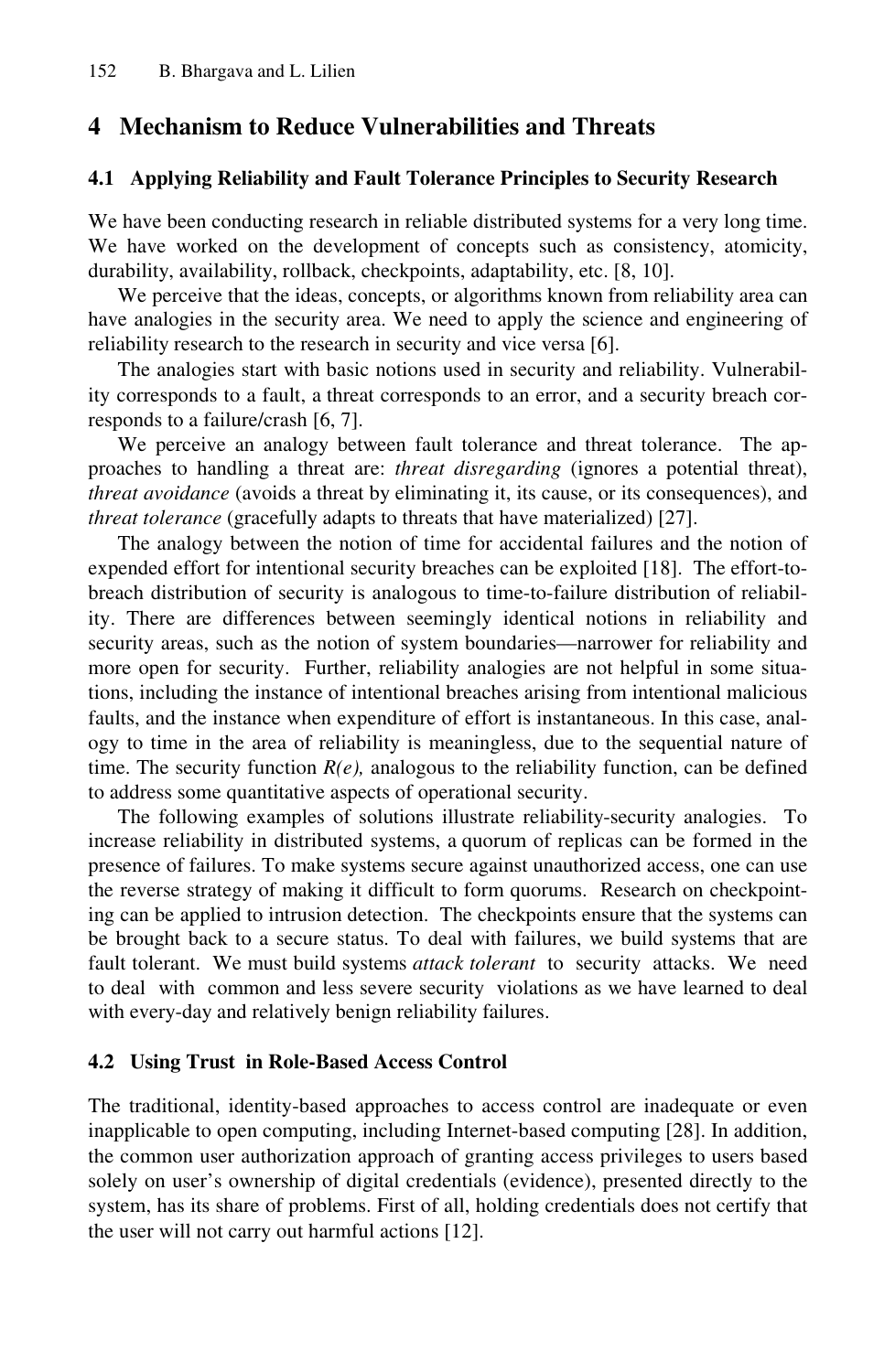## 4 Mechanism to Reduce Vulnerabilities and Threats

### 4.1 Applying Reliability and Fault Tolerance Principles to Security Research

We have been conducting research in reliable distributed systems for a very long time. We have worked on the development of concepts such as consistency, atomicity, durability, availability, rollback, checkpoints, adaptability, etc. [8, 10].

We perceive that the ideas, concepts, or algorithms known from reliability area can have analogies in the security area. We need to apply the science and engineering of reliability research to the research in security and vice versa [6].

The analogies start with basic notions used in security and reliability. Vulnerability corresponds to a fault, a threat corresponds to an error, and a security breach corresponds to a failure/crash [6, 7].

We perceive an analogy between fault tolerance and threat tolerance. The approaches to handling a threat are: *threat disregarding* (ignores a potential threat), *threat avoidance* (avoids a threat by eliminating it, its cause, or its consequences), and *threat tolerance* (gracefully adapts to threats that have materialized) [27].

The analogy between the notion of time for accidental failures and the notion of expended effort for intentional security breaches can be exploited [18]. The effort-to-breach distribution of security is analogous to time-to-failure distribution of reliability. There are differences between seemingly identical notions in reliability and security areas, such as the notion of system boundaries—narrower for reliability and more open for security. Further, reliability analogies are not helpful in some situations, including the instance of intentional breaches arising from intentional malicious faults, and the instance when expenditure of effort is instantaneous. In this case, analogy to time in the area of reliability is meaningless, due to the sequential nature of time. The security function *R(e),* analogous to the reliability function, can be defined to address some quantitative aspects of operational security.

The following examples of solutions illustrate reliability-security analogies. To increase reliability in distributed systems, a quorum of replicas can be formed in the presence of failures. To make systems secure against unauthorized access, one can use the reverse strategy of making it difficult to form quorums. Research on checkpointing can be applied to intrusion detection. The checkpoints ensure that the systems can be brought back to a secure status. To deal with failures, we build systems that are fault tolerant. We must build systems *attack tolerant* to security attacks. We need to deal with common and less severe security violations as we have learned to deal with every-day and relatively benign reliability failures.

### 4.2 Using Trust in Role-Based Access Control

The traditional, identity-based approaches to access control are inadequate or even inapplicable to open computing, including Internet-based computing [28]. In addition, the common user authorization approach of granting access privileges to users based solely on user's ownership of digital credentials (evidence), presented directly to the system, has its share of problems. First of all, holding credentials does not certify that the user will not carry out harmful actions [12].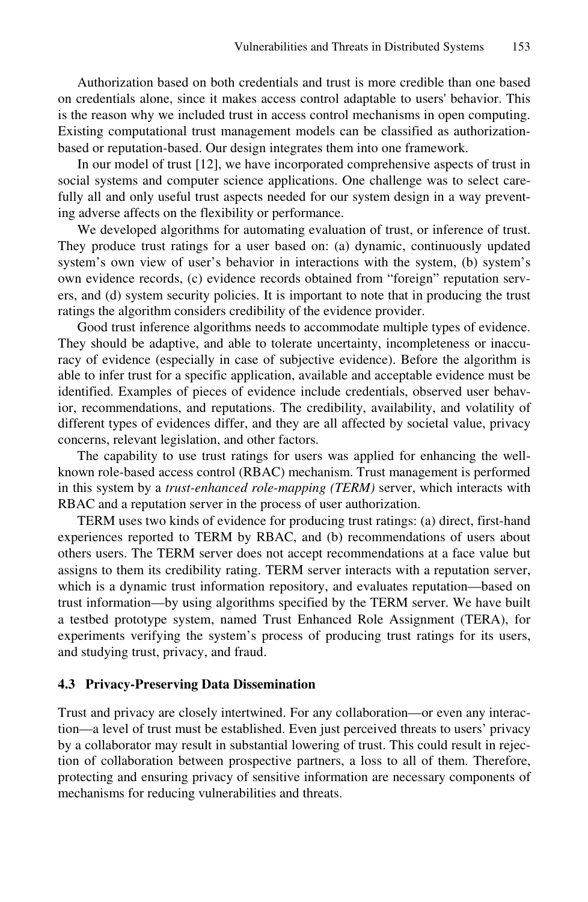Authorization based on both credentials and trust is more credible than one based on credentials alone, since it makes access control adaptable to users' behavior. This is the reason why we included trust in access control mechanisms in open computing. Existing computational trust management models can be classified as authorization-based or reputation-based. Our design integrates them into one framework.

In our model of trust [12], we have incorporated comprehensive aspects of trust in social systems and computer science applications. One challenge was to select carefully all and only useful trust aspects needed for our system design in a way preventing adverse affects on the flexibility or performance.

We developed algorithms for automating evaluation of trust, or inference of trust. They produce trust ratings for a user based on: (a) dynamic, continuously updated system's own view of user's behavior in interactions with the system, (b) system's own evidence records, (c) evidence records obtained from "foreign" reputation servers, and (d) system security policies. It is important to note that in producing the trust ratings the algorithm considers credibility of the evidence provider.

Good trust inference algorithms needs to accommodate multiple types of evidence. They should be adaptive, and able to tolerate uncertainty, incompleteness or inaccuracy of evidence (especially in case of subjective evidence). Before the algorithm is able to infer trust for a specific application, available and acceptable evidence must be identified. Examples of pieces of evidence include credentials, observed user behavior, recommendations, and reputations. The credibility, availability, and volatility of different types of evidences differ, and they are all affected by societal value, privacy concerns, relevant legislation, and other factors.

The capability to use trust ratings for users was applied for enhancing the well-known role-based access control (RBAC) mechanism. Trust management is performed in this system by a *trust-enhanced role-mapping (TERM)* server, which interacts with RBAC and a reputation server in the process of user authorization.

TERM uses two kinds of evidence for producing trust ratings: (a) direct, first-hand experiences reported to TERM by RBAC, and (b) recommendations of users about others users. The TERM server does not accept recommendations at a face value but assigns to them its credibility rating. TERM server interacts with a reputation server, which is a dynamic trust information repository, and evaluates reputation—based on trust information—by using algorithms specified by the TERM server. We have built a testbed prototype system, named Trust Enhanced Role Assignment (TERA), for experiments verifying the system's process of producing trust ratings for its users, and studying trust, privacy, and fraud.

### 4.3 Privacy-Preserving Data Dissemination

Trust and privacy are closely intertwined. For any collaboration—or even any interaction—a level of trust must be established. Even just perceived threats to users' privacy by a collaborator may result in substantial lowering of trust. This could result in rejection of collaboration between prospective partners, a loss to all of them. Therefore, protecting and ensuring privacy of sensitive information are necessary components of mechanisms for reducing vulnerabilities and threats.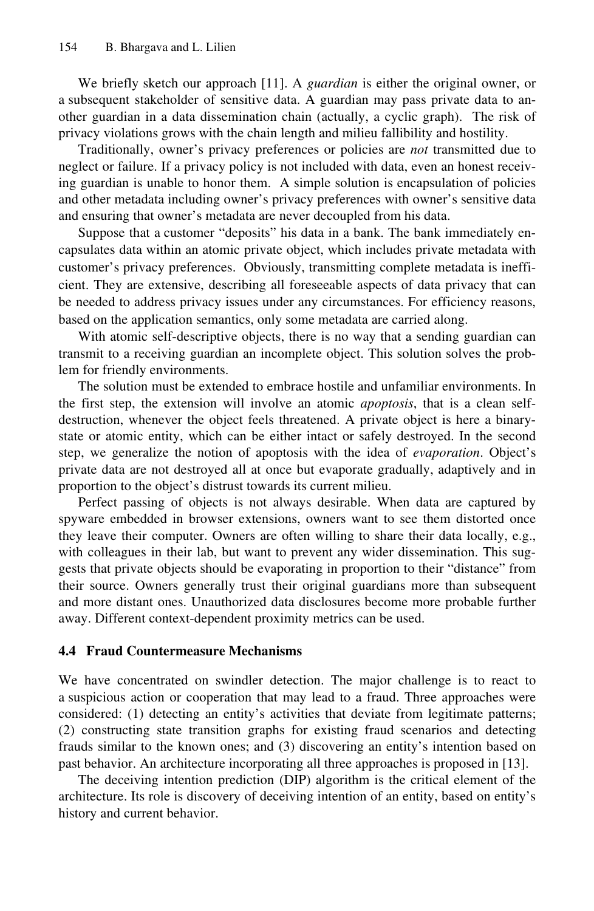We briefly sketch our approach [11]. A *guardian* is either the original owner, or a subsequent stakeholder of sensitive data. A guardian may pass private data to another guardian in a data dissemination chain (actually, a cyclic graph). The risk of privacy violations grows with the chain length and milieu fallibility and hostility.

Traditionally, owner's privacy preferences or policies are *not* transmitted due to neglect or failure. If a privacy policy is not included with data, even an honest receiving guardian is unable to honor them. A simple solution is encapsulation of policies and other metadata including owner's privacy preferences with owner's sensitive data and ensuring that owner's metadata are never decoupled from his data.

Suppose that a customer "deposits" his data in a bank. The bank immediately encapsulates data within an atomic private object, which includes private metadata with customer's privacy preferences. Obviously, transmitting complete metadata is inefficient. They are extensive, describing all foreseeable aspects of data privacy that can be needed to address privacy issues under any circumstances. For efficiency reasons, based on the application semantics, only some metadata are carried along.

With atomic self-descriptive objects, there is no way that a sending guardian can transmit to a receiving guardian an incomplete object. This solution solves the problem for friendly environments.

The solution must be extended to embrace hostile and unfamiliar environments. In the first step, the extension will involve an atomic *apoptosis*, that is a clean self-destruction, whenever the object feels threatened. A private object is here a binary-state or atomic entity, which can be either intact or safely destroyed. In the second step, we generalize the notion of apoptosis with the idea of *evaporation*. Object's private data are not destroyed all at once but evaporate gradually, adaptively and in proportion to the object's distrust towards its current milieu.

Perfect passing of objects is not always desirable. When data are captured by spyware embedded in browser extensions, owners want to see them distorted once they leave their computer. Owners are often willing to share their data locally, e.g., with colleagues in their lab, but want to prevent any wider dissemination. This suggests that private objects should be evaporating in proportion to their "distance" from their source. Owners generally trust their original guardians more than subsequent and more distant ones. Unauthorized data disclosures become more probable further away. Different context-dependent proximity metrics can be used.

### 4.4 Fraud Countermeasure Mechanisms

We have concentrated on swindler detection. The major challenge is to react to a suspicious action or cooperation that may lead to a fraud. Three approaches were considered: (1) detecting an entity's activities that deviate from legitimate patterns; (2) constructing state transition graphs for existing fraud scenarios and detecting frauds similar to the known ones; and (3) discovering an entity's intention based on past behavior. An architecture incorporating all three approaches is proposed in [13].

The deceiving intention prediction (DIP) algorithm is the critical element of the architecture. Its role is discovery of deceiving intention of an entity, based on entity's history and current behavior.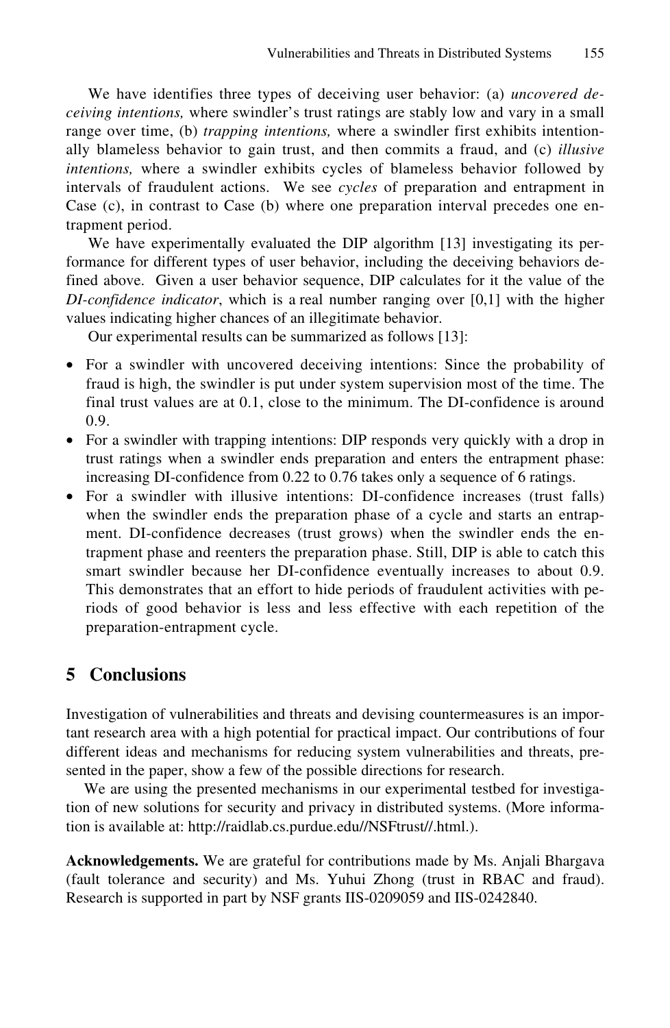We have identifies three types of deceiving user behavior: (a) *uncovered deceiving intentions,* where swindler's trust ratings are stably low and vary in a small range over time, (b) *trapping intentions,* where a swindler first exhibits intentionally blameless behavior to gain trust, and then commits a fraud, and (c) *illusive intentions,* where a swindler exhibits cycles of blameless behavior followed by intervals of fraudulent actions. We see *cycles* of preparation and entrapment in Case (c), in contrast to Case (b) where one preparation interval precedes one entrapment period.

We have experimentally evaluated the DIP algorithm [13] investigating its performance for different types of user behavior, including the deceiving behaviors defined above. Given a user behavior sequence, DIP calculates for it the value of the *DI-confidence indicator*, which is a real number ranging over [0,1] with the higher values indicating higher chances of an illegitimate behavior.

Our experimental results can be summarized as follows [13]:

- For a swindler with uncovered deceiving intentions: Since the probability of fraud is high, the swindler is put under system supervision most of the time. The final trust values are at 0.1, close to the minimum. The DI-confidence is around 0.9.
- For a swindler with trapping intentions: DIP responds very quickly with a drop in trust ratings when a swindler ends preparation and enters the entrapment phase: increasing DI-confidence from 0.22 to 0.76 takes only a sequence of 6 ratings.
- For a swindler with illusive intentions: DI-confidence increases (trust falls) when the swindler ends the preparation phase of a cycle and starts an entrapment. DI-confidence decreases (trust grows) when the swindler ends the entrapment phase and reenters the preparation phase. Still, DIP is able to catch this smart swindler because her DI-confidence eventually increases to about 0.9. This demonstrates that an effort to hide periods of fraudulent activities with periods of good behavior is less and less effective with each repetition of the preparation-entrapment cycle.

## 5 Conclusions

Investigation of vulnerabilities and threats and devising countermeasures is an important research area with a high potential for practical impact. Our contributions of four different ideas and mechanisms for reducing system vulnerabilities and threats, presented in the paper, show a few of the possible directions for research.

We are using the presented mechanisms in our experimental testbed for investigation of new solutions for security and privacy in distributed systems. (More information is available at: http://raidlab.cs.purdue.edu//NSFtrust//.html.).

**Acknowledgements.** We are grateful for contributions made by Ms. Anjali Bhargava (fault tolerance and security) and Ms. Yuhui Zhong (trust in RBAC and fraud). Research is supported in part by NSF grants IIS-0209059 and IIS-0242840.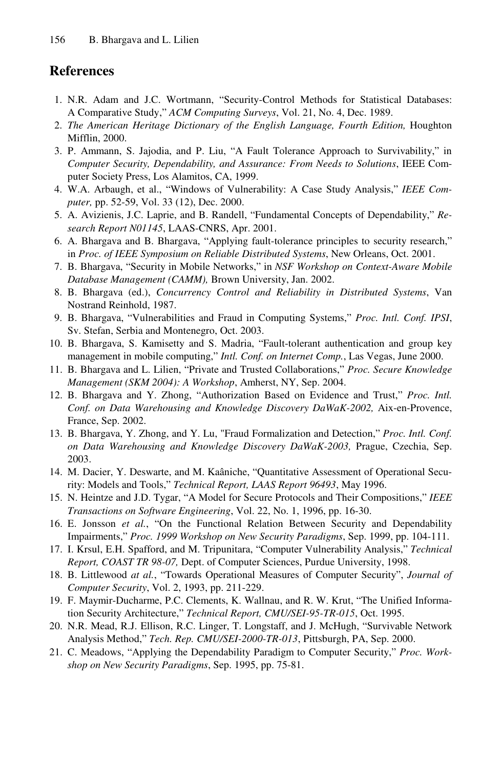## References

1. N.R. Adam and J.C. Wortmann, "Security-Control Methods for Statistical Databases: A Comparative Study," *ACM Computing Surveys*, Vol. 21, No. 4, Dec. 1989.
2. *The American Heritage Dictionary of the English Language, Fourth Edition,* Houghton Mifflin, 2000.
3. P. Ammann, S. Jajodia, and P. Liu, "A Fault Tolerance Approach to Survivability," in *Computer Security, Dependability, and Assurance: From Needs to Solutions*, IEEE Computer Society Press, Los Alamitos, CA, 1999.
4. W.A. Arbaugh, et al., "Windows of Vulnerability: A Case Study Analysis," *IEEE Computer,* pp. 52-59, Vol. 33 (12), Dec. 2000.
5. A. Avizienis, J.C. Laprie, and B. Randell, "Fundamental Concepts of Dependability," *Research Report N01145*, LAAS-CNRS, Apr. 2001.
6. A. Bhargava and B. Bhargava, "Applying fault-tolerance principles to security research," in *Proc. of IEEE Symposium on Reliable Distributed Systems*, New Orleans, Oct. 2001.
7. B. Bhargava, "Security in Mobile Networks," in *NSF Workshop on Context-Aware Mobile Database Management (CAMM),* Brown University, Jan. 2002.
8. B. Bhargava (ed.), *Concurrency Control and Reliability in Distributed Systems*, Van Nostrand Reinhold, 1987.
9. B. Bhargava, "Vulnerabilities and Fraud in Computing Systems," *Proc. Intl. Conf. IPSI*, Sv. Stefan, Serbia and Montenegro, Oct. 2003.
10. B. Bhargava, S. Kamisetty and S. Madria, "Fault-tolerant authentication and group key management in mobile computing," *Intl. Conf. on Internet Comp.*, Las Vegas, June 2000.
11. B. Bhargava and L. Lilien, "Private and Trusted Collaborations," *Proc. Secure Knowledge Management (SKM 2004): A Workshop*, Amherst, NY, Sep. 2004.
12. B. Bhargava and Y. Zhong, "Authorization Based on Evidence and Trust," *Proc. Intl. Conf. on Data Warehousing and Knowledge Discovery DaWaK-2002,* Aix-en-Provence, France, Sep. 2002.
13. B. Bhargava, Y. Zhong, and Y. Lu, "Fraud Formalization and Detection," *Proc. Intl. Conf. on Data Warehousing and Knowledge Discovery DaWaK-2003,* Prague, Czechia, Sep. 2003.
14. M. Dacier, Y. Deswarte, and M. Kaâniche, "Quantitative Assessment of Operational Security: Models and Tools," *Technical Report, LAAS Report 96493*, May 1996.
15. N. Heintze and J.D. Tygar, "A Model for Secure Protocols and Their Compositions," *IEEE Transactions on Software Engineering*, Vol. 22, No. 1, 1996, pp. 16-30.
16. E. Jonsson *et al.*, "On the Functional Relation Between Security and Dependability Impairments," *Proc. 1999 Workshop on New Security Paradigms*, Sep. 1999, pp. 104-111.
17. I. Krsul, E.H. Spafford, and M. Tripunitara, "Computer Vulnerability Analysis," *Technical Report, COAST TR 98-07,* Dept. of Computer Sciences, Purdue University, 1998.
18. B. Littlewood *at al.*, "Towards Operational Measures of Computer Security", *Journal of Computer Security*, Vol. 2, 1993, pp. 211-229.
19. F. Maymir-Ducharme, P.C. Clements, K. Wallnau, and R. W. Krut, "The Unified Information Security Architecture," *Technical Report, CMU/SEI-95-TR-015*, Oct. 1995.
20. N.R. Mead, R.J. Ellison, R.C. Linger, T. Longstaff, and J. McHugh, "Survivable Network Analysis Method," *Tech. Rep. CMU/SEI-2000-TR-013*, Pittsburgh, PA, Sep. 2000.
21. C. Meadows, "Applying the Dependability Paradigm to Computer Security," *Proc. Workshop on New Security Paradigms*, Sep. 1995, pp. 75-81.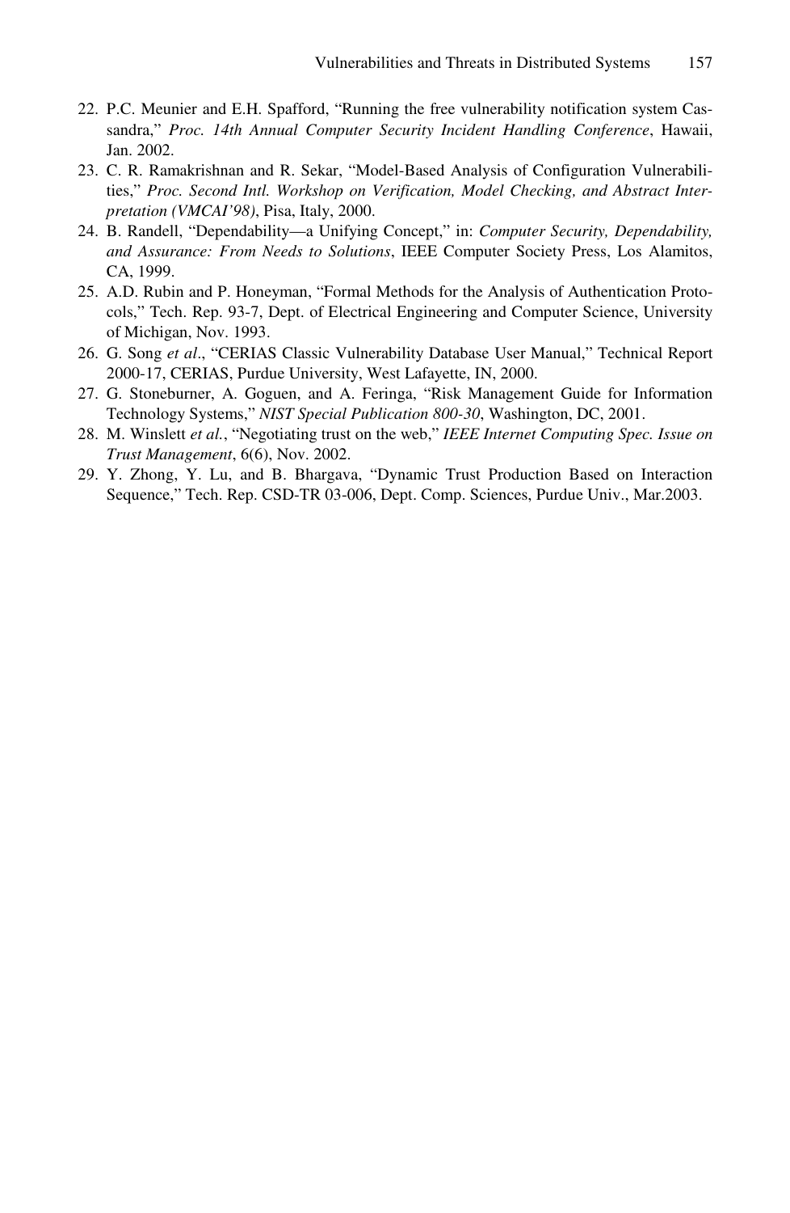22. P.C. Meunier and E.H. Spafford, "Running the free vulnerability notification system Cassandra," *Proc. 14th Annual Computer Security Incident Handling Conference*, Hawaii, Jan. 2002.
23. C. R. Ramakrishnan and R. Sekar, "Model-Based Analysis of Configuration Vulnerabilities," *Proc. Second Intl. Workshop on Verification, Model Checking, and Abstract Interpretation (VMCAI'98)*, Pisa, Italy, 2000.
24. B. Randell, "Dependability—a Unifying Concept," in: *Computer Security, Dependability, and Assurance: From Needs to Solutions*, IEEE Computer Society Press, Los Alamitos, CA, 1999.
25. A.D. Rubin and P. Honeyman, "Formal Methods for the Analysis of Authentication Protocols," Tech. Rep. 93-7, Dept. of Electrical Engineering and Computer Science, University of Michigan, Nov. 1993.
26. G. Song *et al*., "CERIAS Classic Vulnerability Database User Manual," Technical Report 2000-17, CERIAS, Purdue University, West Lafayette, IN, 2000.
27. G. Stoneburner, A. Goguen, and A. Feringa, "Risk Management Guide for Information Technology Systems," *NIST Special Publication 800-30*, Washington, DC, 2001.
28. M. Winslett *et al.*, "Negotiating trust on the web," *IEEE Internet Computing Spec. Issue on Trust Management*, 6(6), Nov. 2002.
29. Y. Zhong, Y. Lu, and B. Bhargava, "Dynamic Trust Production Based on Interaction Sequence," Tech. Rep. CSD-TR 03-006, Dept. Comp. Sciences, Purdue Univ., Mar.2003.